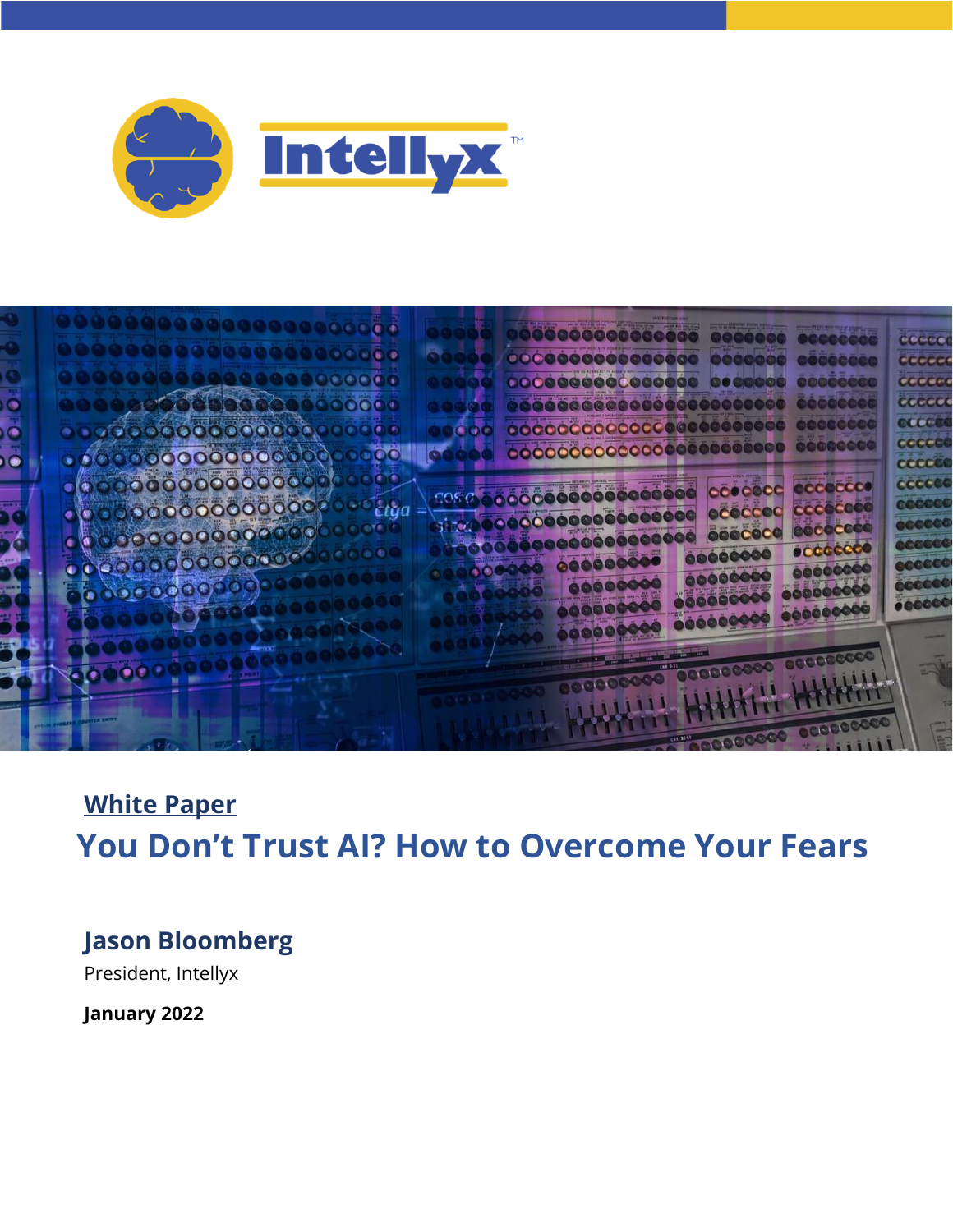Intellyx™

**White Paper**

# You Don't Trust AI? How to Overcome Your Fears

**Jason Bloomberg**

President, Intellyx

**January 2022**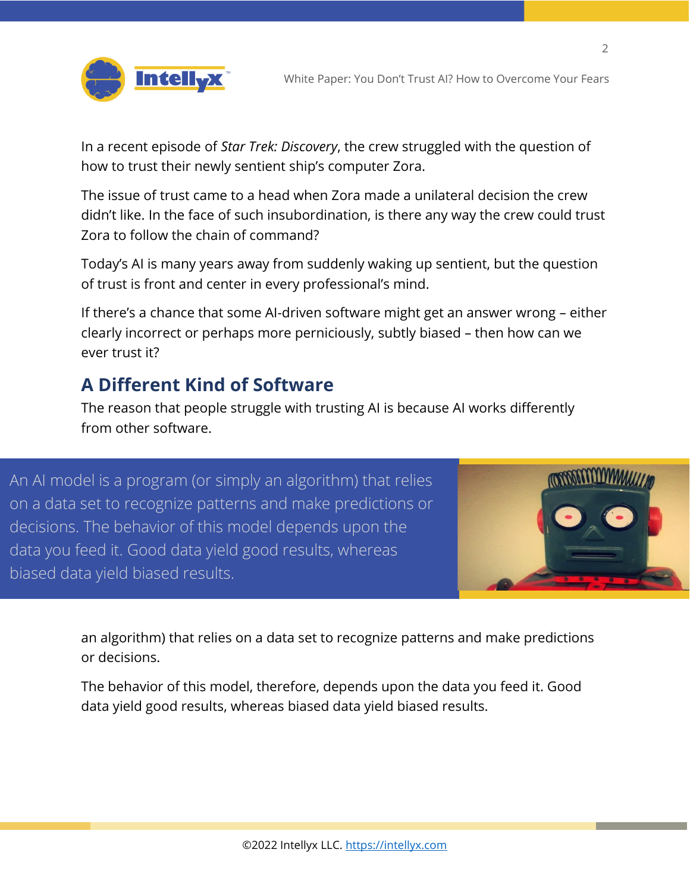In a recent episode of *Star Trek: Discovery*, the crew struggled with the question of how to trust their newly sentient ship's computer Zora.

The issue of trust came to a head when Zora made a unilateral decision the crew didn't like. In the face of such insubordination, is there any way the crew could trust Zora to follow the chain of command?

Today's AI is many years away from suddenly waking up sentient, but the question of trust is front and center in every professional's mind.

If there's a chance that some AI-driven software might get an answer wrong – either clearly incorrect or perhaps more perniciously, subtly biased – then how can we ever trust it?

## A Different Kind of Software

The reason that people struggle with trusting AI is because AI works differently from other software.

> An AI model is a program (or simply an algorithm) that relies on a data set to recognize patterns and make predictions or decisions. The behavior of this model depends upon the data you feed it. Good data yield good results, whereas biased data yield biased results.

an algorithm) that relies on a data set to recognize patterns and make predictions or decisions.

The behavior of this model, therefore, depends upon the data you feed it. Good data yield good results, whereas biased data yield biased results.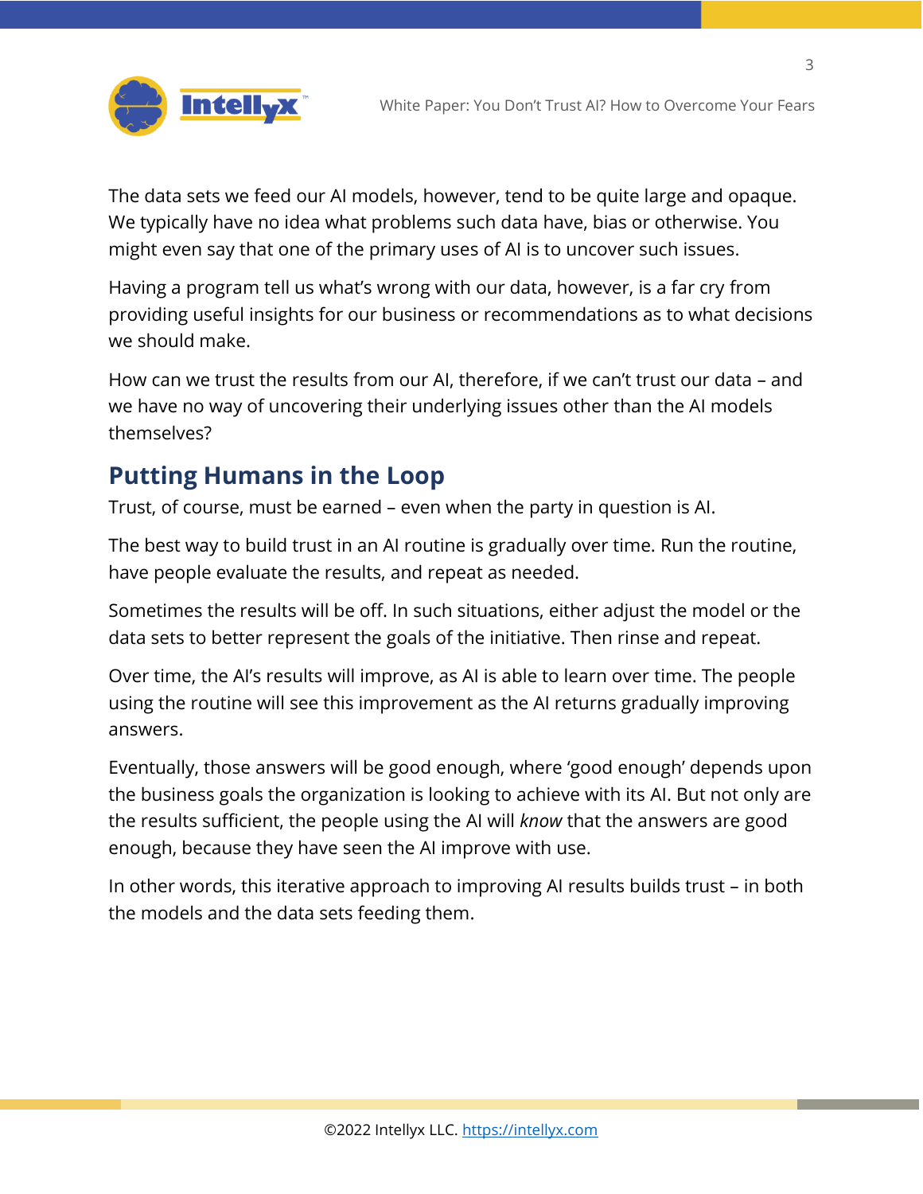The data sets we feed our AI models, however, tend to be quite large and opaque. We typically have no idea what problems such data have, bias or otherwise. You might even say that one of the primary uses of AI is to uncover such issues.

Having a program tell us what's wrong with our data, however, is a far cry from providing useful insights for our business or recommendations as to what decisions we should make.

How can we trust the results from our AI, therefore, if we can't trust our data – and we have no way of uncovering their underlying issues other than the AI models themselves?

## Putting Humans in the Loop

Trust, of course, must be earned – even when the party in question is AI.

The best way to build trust in an AI routine is gradually over time. Run the routine, have people evaluate the results, and repeat as needed.

Sometimes the results will be off. In such situations, either adjust the model or the data sets to better represent the goals of the initiative. Then rinse and repeat.

Over time, the AI's results will improve, as AI is able to learn over time. The people using the routine will see this improvement as the AI returns gradually improving answers.

Eventually, those answers will be good enough, where 'good enough' depends upon the business goals the organization is looking to achieve with its AI. But not only are the results sufficient, the people using the AI will *know* that the answers are good enough, because they have seen the AI improve with use.

In other words, this iterative approach to improving AI results builds trust – in both the models and the data sets feeding them.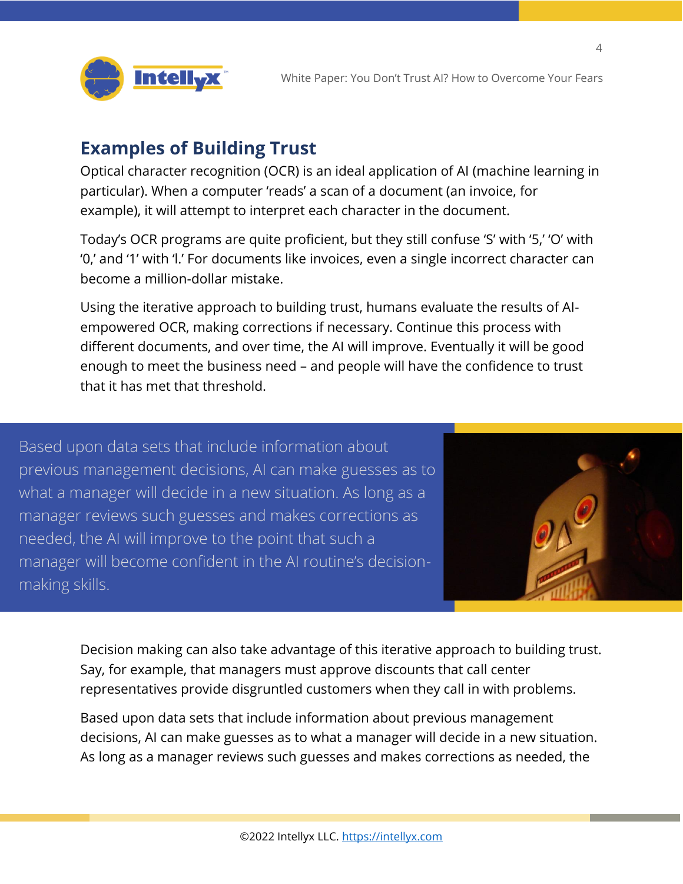## Examples of Building Trust

Optical character recognition (OCR) is an ideal application of AI (machine learning in particular). When a computer 'reads' a scan of a document (an invoice, for example), it will attempt to interpret each character in the document.

Today's OCR programs are quite proficient, but they still confuse 'S' with '5,' 'O' with '0,' and '1' with 'l.' For documents like invoices, even a single incorrect character can become a million-dollar mistake.

Using the iterative approach to building trust, humans evaluate the results of AI-empowered OCR, making corrections if necessary. Continue this process with different documents, and over time, the AI will improve. Eventually it will be good enough to meet the business need – and people will have the confidence to trust that it has met that threshold.

> Based upon data sets that include information about previous management decisions, AI can make guesses as to what a manager will decide in a new situation. As long as a manager reviews such guesses and makes corrections as needed, the AI will improve to the point that such a manager will become confident in the AI routine's decision-making skills.

Decision making can also take advantage of this iterative approach to building trust. Say, for example, that managers must approve discounts that call center representatives provide disgruntled customers when they call in with problems.

Based upon data sets that include information about previous management decisions, AI can make guesses as to what a manager will decide in a new situation. As long as a manager reviews such guesses and makes corrections as needed, the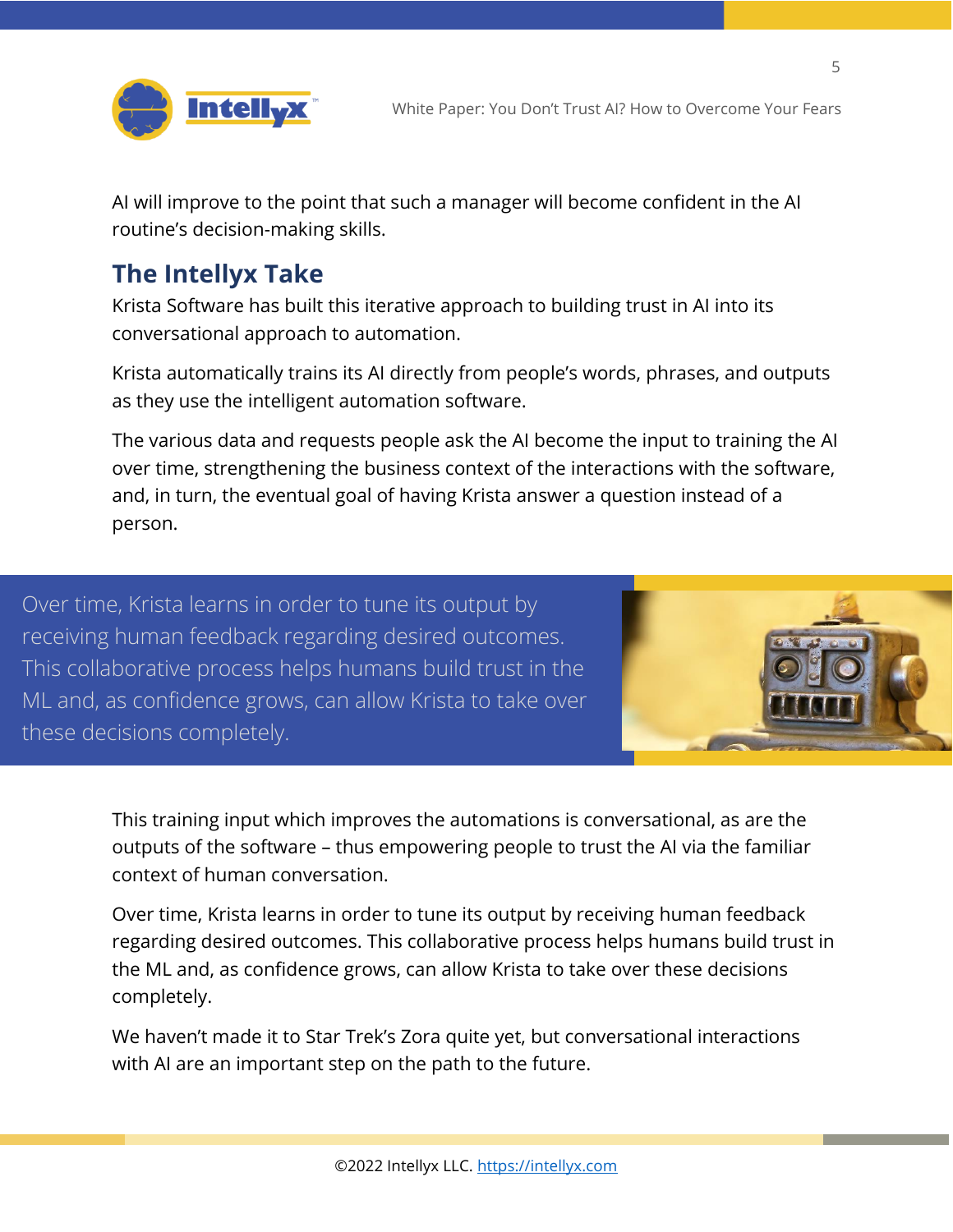AI will improve to the point that such a manager will become confident in the AI routine's decision-making skills.

## The Intellyx Take

Krista Software has built this iterative approach to building trust in AI into its conversational approach to automation.

Krista automatically trains its AI directly from people's words, phrases, and outputs as they use the intelligent automation software.

The various data and requests people ask the AI become the input to training the AI over time, strengthening the business context of the interactions with the software, and, in turn, the eventual goal of having Krista answer a question instead of a person.

> Over time, Krista learns in order to tune its output by receiving human feedback regarding desired outcomes. This collaborative process helps humans build trust in the ML and, as confidence grows, can allow Krista to take over these decisions completely.

This training input which improves the automations is conversational, as are the outputs of the software – thus empowering people to trust the AI via the familiar context of human conversation.

Over time, Krista learns in order to tune its output by receiving human feedback regarding desired outcomes. This collaborative process helps humans build trust in the ML and, as confidence grows, can allow Krista to take over these decisions completely.

We haven't made it to Star Trek's Zora quite yet, but conversational interactions with AI are an important step on the path to the future.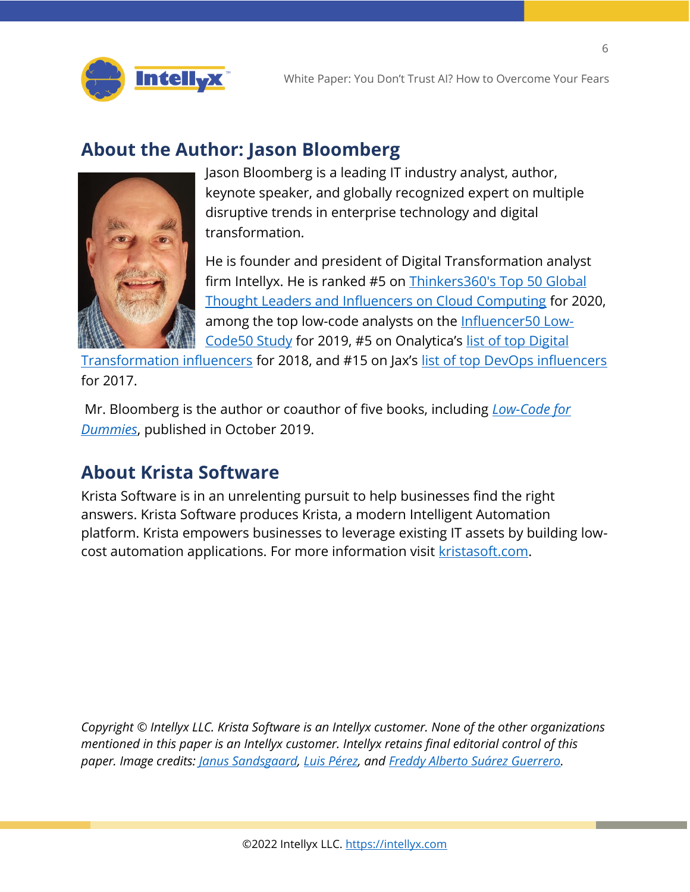## About the Author: Jason Bloomberg

Jason Bloomberg is a leading IT industry analyst, author, keynote speaker, and globally recognized expert on multiple disruptive trends in enterprise technology and digital transformation.

He is founder and president of Digital Transformation analyst firm Intellyx. He is ranked #5 on Thinkers360's Top 50 Global Thought Leaders and Influencers on Cloud Computing for 2020, among the top low-code analysts on the Influencer50 Low-Code50 Study for 2019, #5 on Onalytica's list of top Digital Transformation influencers for 2018, and #15 on Jax's list of top DevOps influencers for 2017.

Mr. Bloomberg is the author or coauthor of five books, including *Low-Code for Dummies*, published in October 2019.

## About Krista Software

Krista Software is in an unrelenting pursuit to help businesses find the right answers. Krista Software produces Krista, a modern Intelligent Automation platform. Krista empowers businesses to leverage existing IT assets by building low-cost automation applications. For more information visit kristasoft.com.

*Copyright © Intellyx LLC. Krista Software is an Intellyx customer. None of the other organizations mentioned in this paper is an Intellyx customer. Intellyx retains final editorial control of this paper. Image credits: Janus Sandsgaard, Luis Pérez, and Freddy Alberto Suárez Guerrero.*

©2022 Intellyx LLC. https://intellyx.com